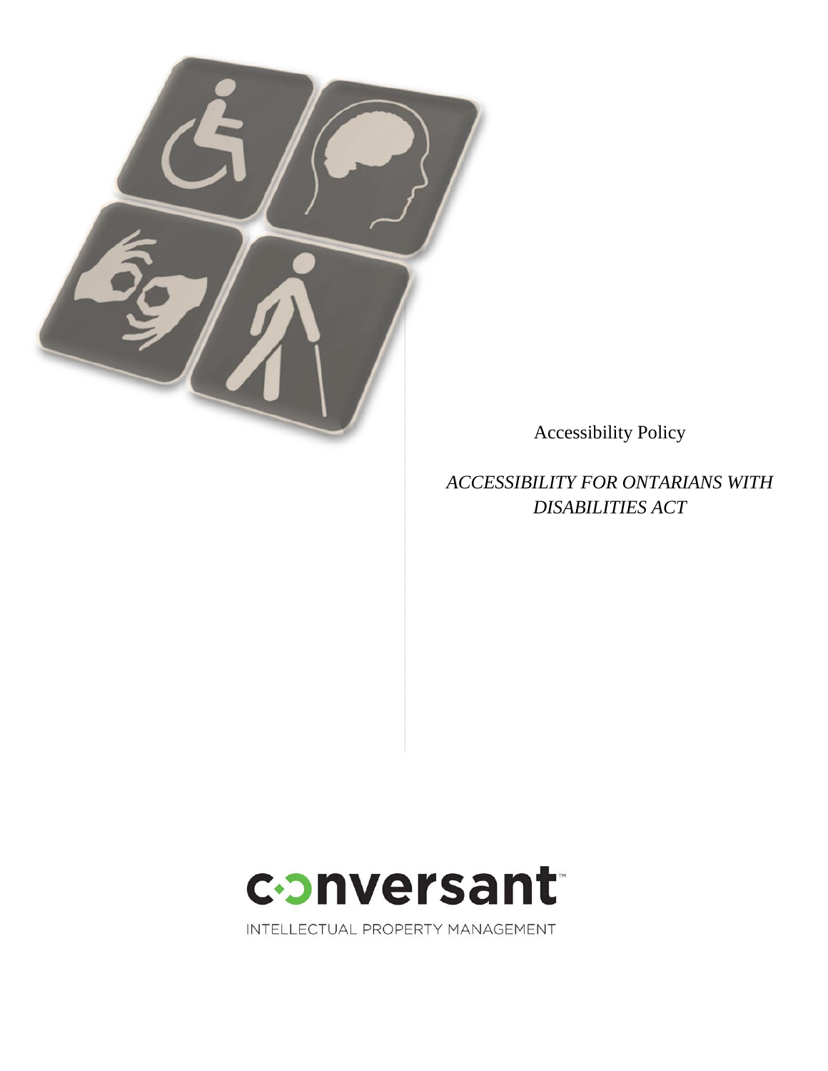Accessibility Policy

*ACCESSIBILITY FOR ONTARIANS WITH DISABILITIES ACT*

conversant™

INTELLECTUAL PROPERTY MANAGEMENT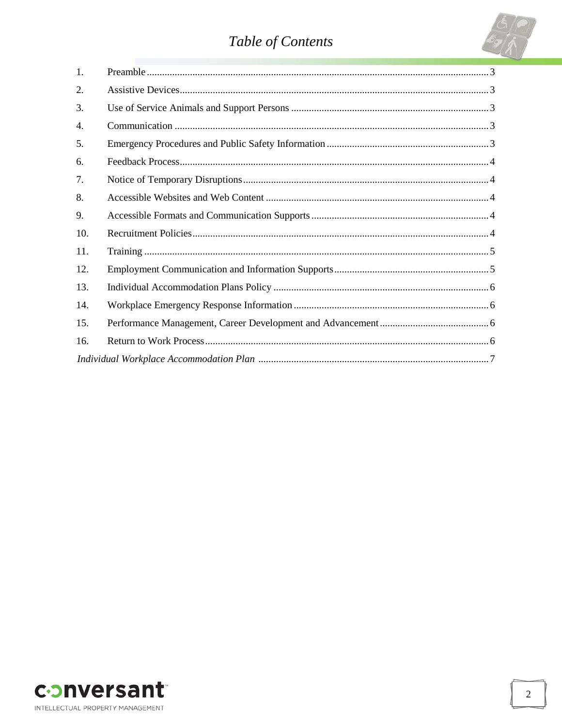# *Table of Contents*

1. Preamble ....... 3
2. Assistive Devices ....... 3
3. Use of Service Animals and Support Persons ....... 3
4. Communication ....... 3
5. Emergency Procedures and Public Safety Information ....... 3
6. Feedback Process ....... 4
7. Notice of Temporary Disruptions ....... 4
8. Accessible Websites and Web Content ....... 4
9. Accessible Formats and Communication Supports ....... 4
10. Recruitment Policies ....... 4
11. Training ....... 5
12. Employment Communication and Information Supports ....... 5
13. Individual Accommodation Plans Policy ....... 6
14. Workplace Emergency Response Information ....... 6
15. Performance Management, Career Development and Advancement ....... 6
16. Return to Work Process ....... 6

*Individual Workplace Accommodation Plan* ....... 7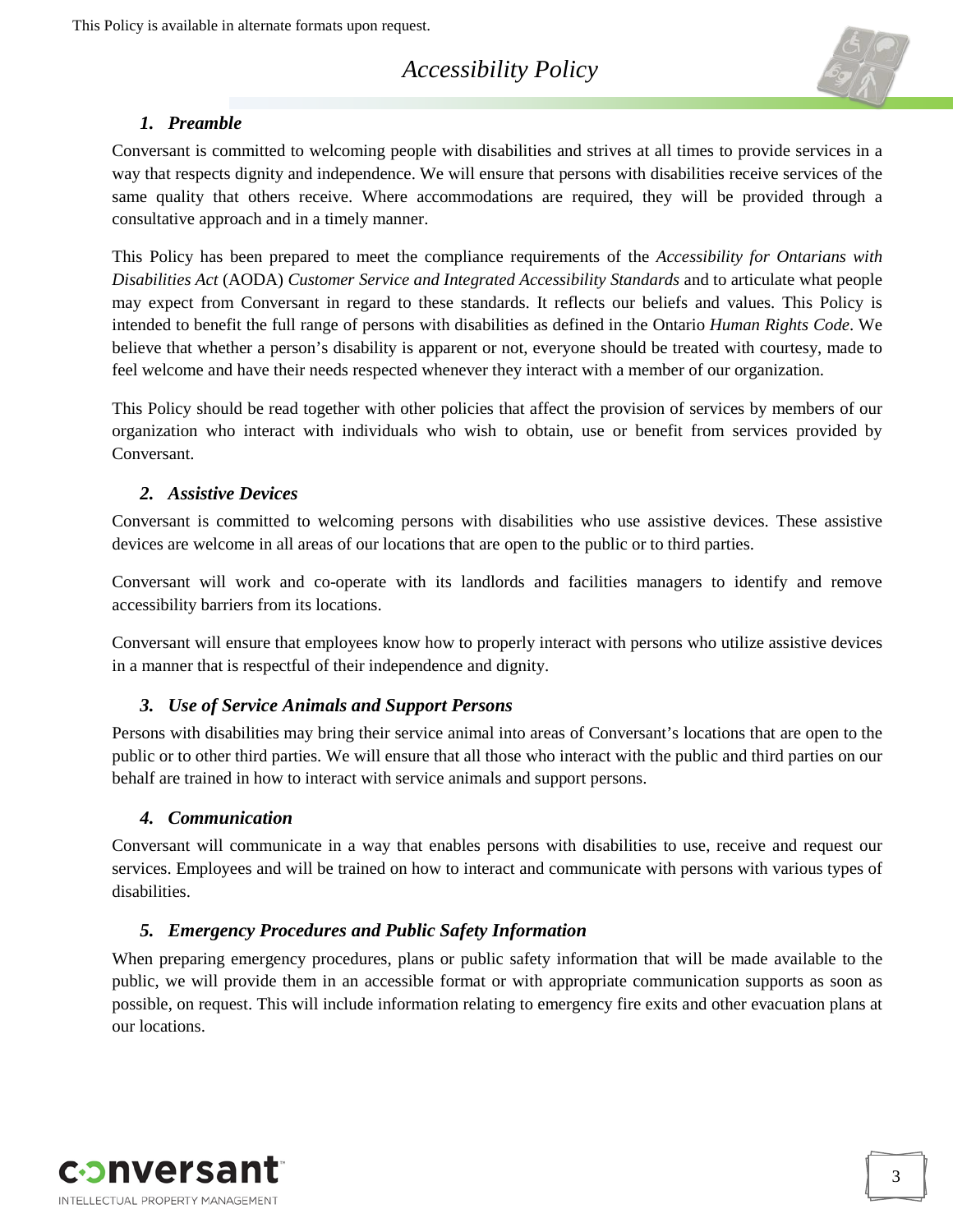This Policy is available in alternate formats upon request.

# *Accessibility Policy*

### *1. Preamble*

Conversant is committed to welcoming people with disabilities and strives at all times to provide services in a way that respects dignity and independence. We will ensure that persons with disabilities receive services of the same quality that others receive. Where accommodations are required, they will be provided through a consultative approach and in a timely manner.

This Policy has been prepared to meet the compliance requirements of the *Accessibility for Ontarians with Disabilities Act* (AODA) *Customer Service and Integrated Accessibility Standards* and to articulate what people may expect from Conversant in regard to these standards. It reflects our beliefs and values. This Policy is intended to benefit the full range of persons with disabilities as defined in the Ontario *Human Rights Code*. We believe that whether a person's disability is apparent or not, everyone should be treated with courtesy, made to feel welcome and have their needs respected whenever they interact with a member of our organization.

This Policy should be read together with other policies that affect the provision of services by members of our organization who interact with individuals who wish to obtain, use or benefit from services provided by Conversant.

### *2. Assistive Devices*

Conversant is committed to welcoming persons with disabilities who use assistive devices. These assistive devices are welcome in all areas of our locations that are open to the public or to third parties.

Conversant will work and co-operate with its landlords and facilities managers to identify and remove accessibility barriers from its locations.

Conversant will ensure that employees know how to properly interact with persons who utilize assistive devices in a manner that is respectful of their independence and dignity.

### *3. Use of Service Animals and Support Persons*

Persons with disabilities may bring their service animal into areas of Conversant's locations that are open to the public or to other third parties. We will ensure that all those who interact with the public and third parties on our behalf are trained in how to interact with service animals and support persons.

### *4. Communication*

Conversant will communicate in a way that enables persons with disabilities to use, receive and request our services. Employees and will be trained on how to interact and communicate with persons with various types of disabilities.

### *5. Emergency Procedures and Public Safety Information*

When preparing emergency procedures, plans or public safety information that will be made available to the public, we will provide them in an accessible format or with appropriate communication supports as soon as possible, on request. This will include information relating to emergency fire exits and other evacuation plans at our locations.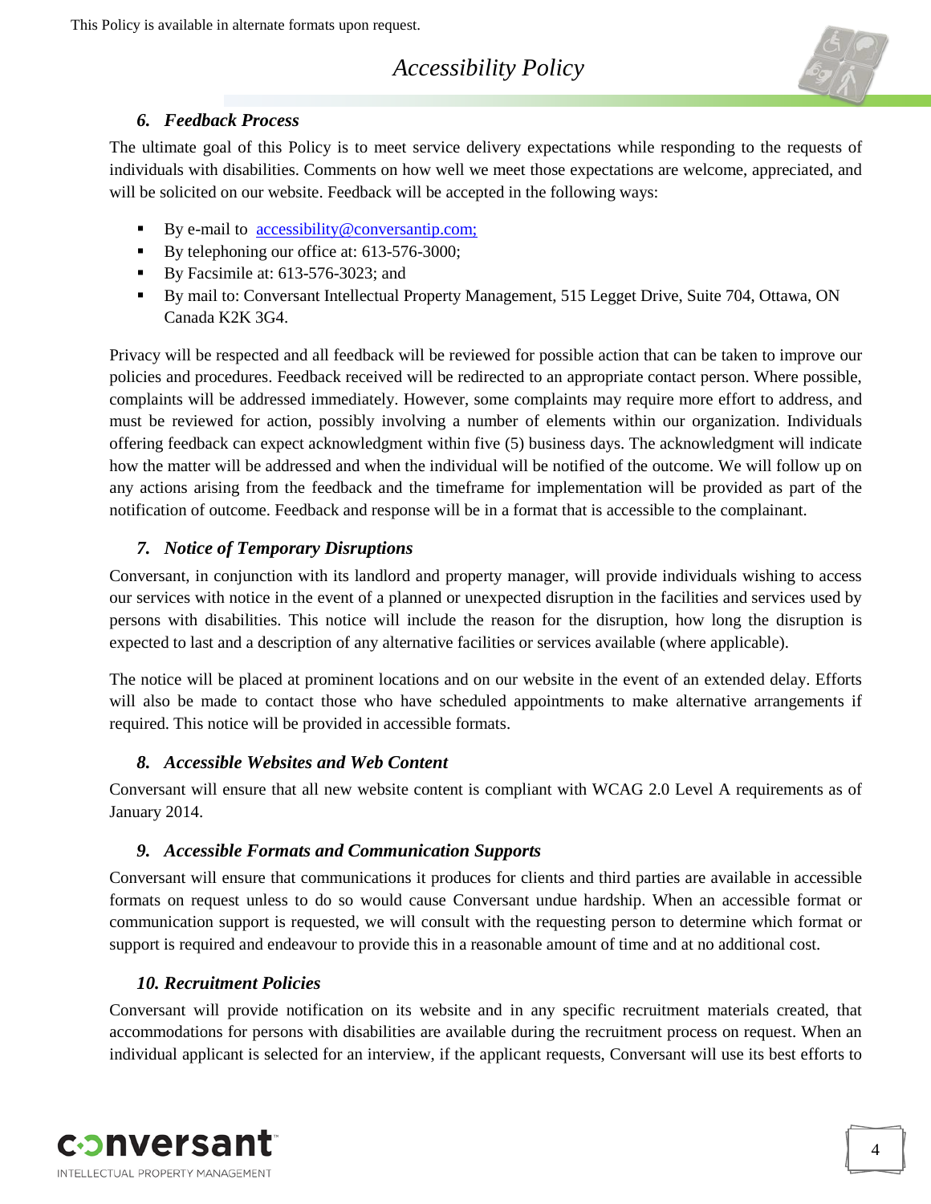### *6. Feedback Process*

The ultimate goal of this Policy is to meet service delivery expectations while responding to the requests of individuals with disabilities. Comments on how well we meet those expectations are welcome, appreciated, and will be solicited on our website. Feedback will be accepted in the following ways:

- By e-mail to accessibility@conversantip.com;
- By telephoning our office at: 613-576-3000;
- By Facsimile at: 613-576-3023; and
- By mail to: Conversant Intellectual Property Management, 515 Legget Drive, Suite 704, Ottawa, ON Canada K2K 3G4.

Privacy will be respected and all feedback will be reviewed for possible action that can be taken to improve our policies and procedures. Feedback received will be redirected to an appropriate contact person. Where possible, complaints will be addressed immediately. However, some complaints may require more effort to address, and must be reviewed for action, possibly involving a number of elements within our organization. Individuals offering feedback can expect acknowledgment within five (5) business days. The acknowledgment will indicate how the matter will be addressed and when the individual will be notified of the outcome. We will follow up on any actions arising from the feedback and the timeframe for implementation will be provided as part of the notification of outcome. Feedback and response will be in a format that is accessible to the complainant.

### *7. Notice of Temporary Disruptions*

Conversant, in conjunction with its landlord and property manager, will provide individuals wishing to access our services with notice in the event of a planned or unexpected disruption in the facilities and services used by persons with disabilities. This notice will include the reason for the disruption, how long the disruption is expected to last and a description of any alternative facilities or services available (where applicable).

The notice will be placed at prominent locations and on our website in the event of an extended delay. Efforts will also be made to contact those who have scheduled appointments to make alternative arrangements if required. This notice will be provided in accessible formats.

### *8. Accessible Websites and Web Content*

Conversant will ensure that all new website content is compliant with WCAG 2.0 Level A requirements as of January 2014.

### *9. Accessible Formats and Communication Supports*

Conversant will ensure that communications it produces for clients and third parties are available in accessible formats on request unless to do so would cause Conversant undue hardship. When an accessible format or communication support is requested, we will consult with the requesting person to determine which format or support is required and endeavour to provide this in a reasonable amount of time and at no additional cost.

### *10. Recruitment Policies*

Conversant will provide notification on its website and in any specific recruitment materials created, that accommodations for persons with disabilities are available during the recruitment process on request. When an individual applicant is selected for an interview, if the applicant requests, Conversant will use its best efforts to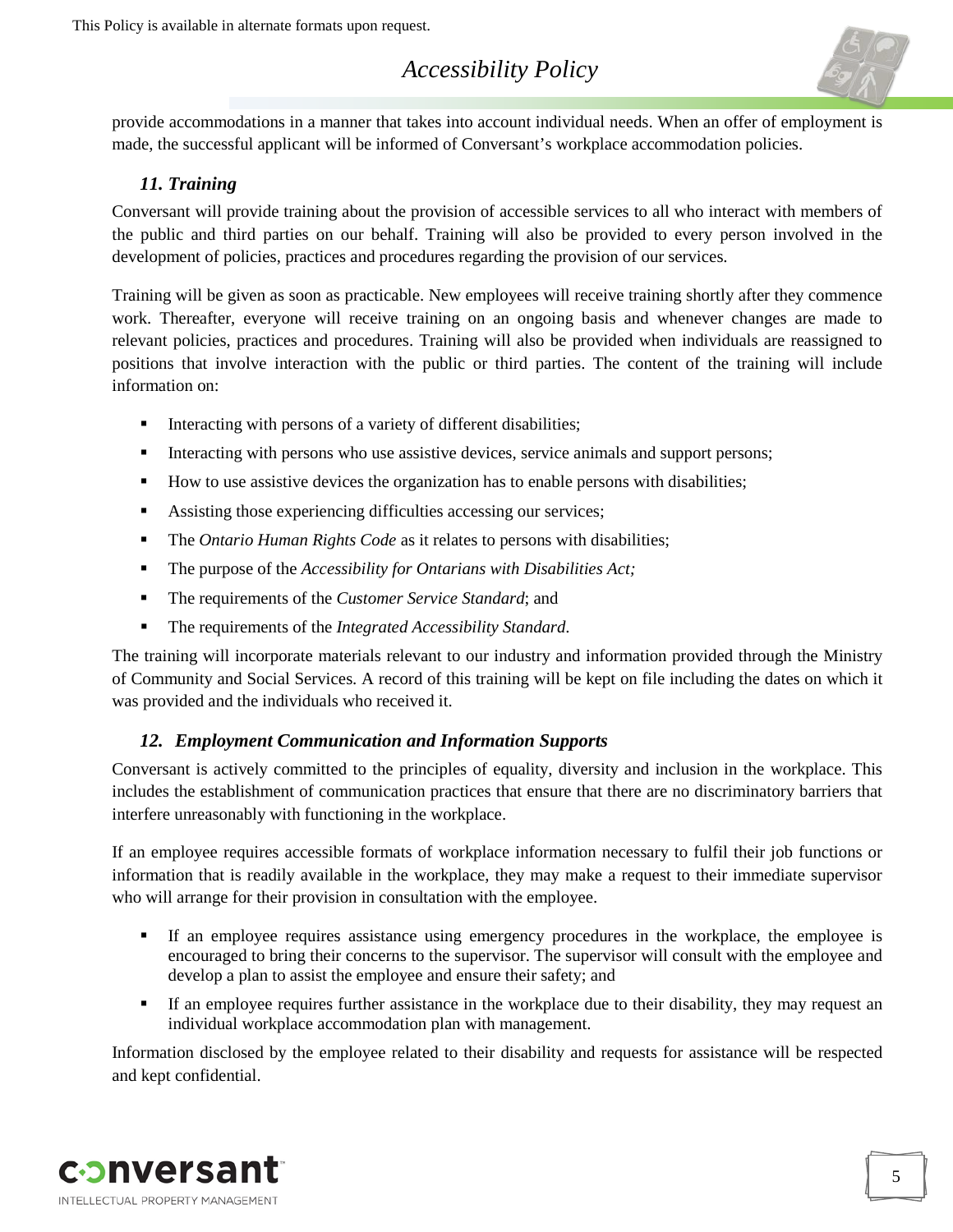provide accommodations in a manner that takes into account individual needs. When an offer of employment is made, the successful applicant will be informed of Conversant's workplace accommodation policies.

### *11. Training*

Conversant will provide training about the provision of accessible services to all who interact with members of the public and third parties on our behalf. Training will also be provided to every person involved in the development of policies, practices and procedures regarding the provision of our services.

Training will be given as soon as practicable. New employees will receive training shortly after they commence work. Thereafter, everyone will receive training on an ongoing basis and whenever changes are made to relevant policies, practices and procedures. Training will also be provided when individuals are reassigned to positions that involve interaction with the public or third parties. The content of the training will include information on:

- Interacting with persons of a variety of different disabilities;
- Interacting with persons who use assistive devices, service animals and support persons;
- How to use assistive devices the organization has to enable persons with disabilities;
- Assisting those experiencing difficulties accessing our services;
- The *Ontario Human Rights Code* as it relates to persons with disabilities;
- The purpose of the *Accessibility for Ontarians with Disabilities Act;*
- The requirements of the *Customer Service Standard*; and
- The requirements of the *Integrated Accessibility Standard*.

The training will incorporate materials relevant to our industry and information provided through the Ministry of Community and Social Services. A record of this training will be kept on file including the dates on which it was provided and the individuals who received it.

### *12. Employment Communication and Information Supports*

Conversant is actively committed to the principles of equality, diversity and inclusion in the workplace. This includes the establishment of communication practices that ensure that there are no discriminatory barriers that interfere unreasonably with functioning in the workplace.

If an employee requires accessible formats of workplace information necessary to fulfil their job functions or information that is readily available in the workplace, they may make a request to their immediate supervisor who will arrange for their provision in consultation with the employee.

- If an employee requires assistance using emergency procedures in the workplace, the employee is encouraged to bring their concerns to the supervisor. The supervisor will consult with the employee and develop a plan to assist the employee and ensure their safety; and
- If an employee requires further assistance in the workplace due to their disability, they may request an individual workplace accommodation plan with management.

Information disclosed by the employee related to their disability and requests for assistance will be respected and kept confidential.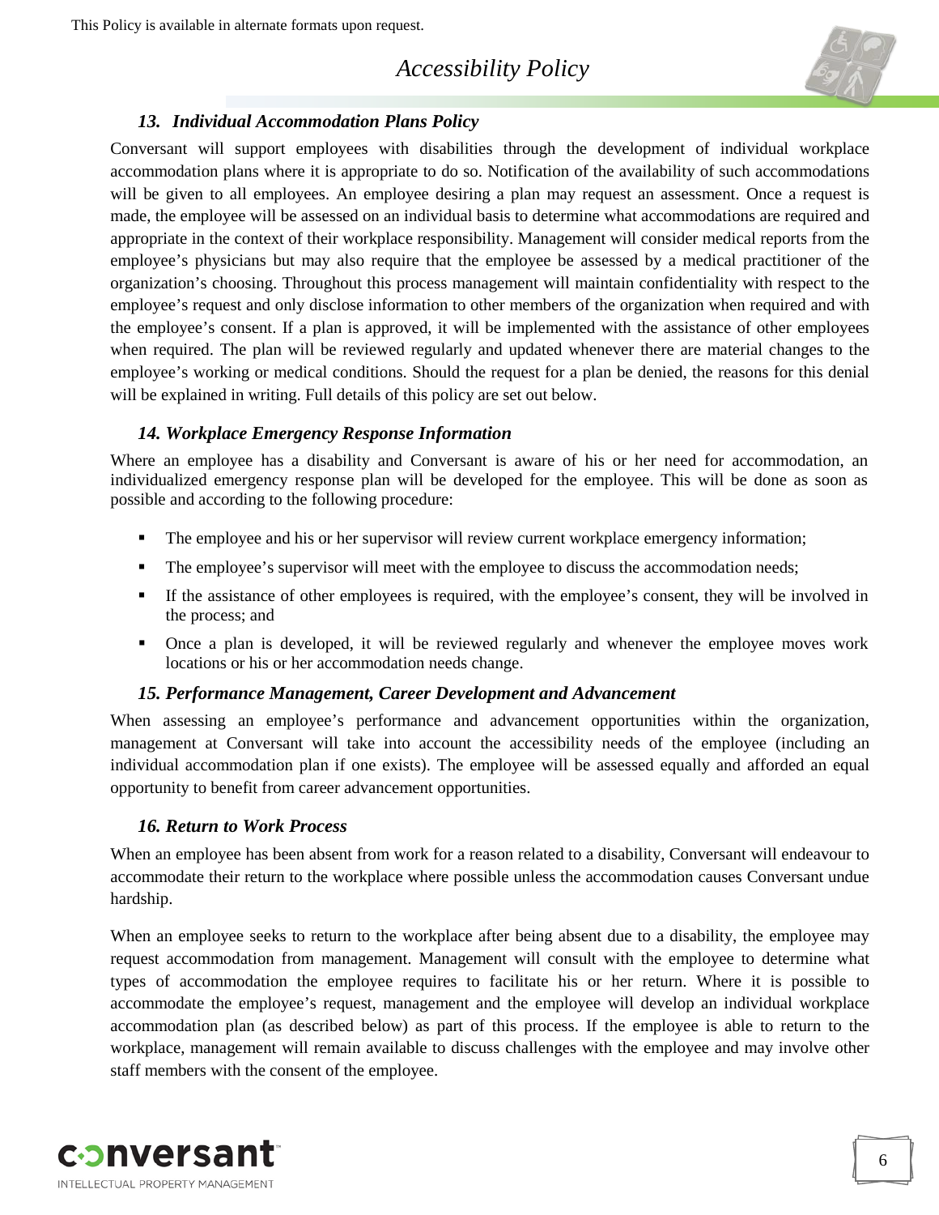### *13. Individual Accommodation Plans Policy*

Conversant will support employees with disabilities through the development of individual workplace accommodation plans where it is appropriate to do so. Notification of the availability of such accommodations will be given to all employees. An employee desiring a plan may request an assessment. Once a request is made, the employee will be assessed on an individual basis to determine what accommodations are required and appropriate in the context of their workplace responsibility. Management will consider medical reports from the employee's physicians but may also require that the employee be assessed by a medical practitioner of the organization's choosing. Throughout this process management will maintain confidentiality with respect to the employee's request and only disclose information to other members of the organization when required and with the employee's consent. If a plan is approved, it will be implemented with the assistance of other employees when required. The plan will be reviewed regularly and updated whenever there are material changes to the employee's working or medical conditions. Should the request for a plan be denied, the reasons for this denial will be explained in writing. Full details of this policy are set out below.

### *14. Workplace Emergency Response Information*

Where an employee has a disability and Conversant is aware of his or her need for accommodation, an individualized emergency response plan will be developed for the employee. This will be done as soon as possible and according to the following procedure:

- The employee and his or her supervisor will review current workplace emergency information;
- The employee's supervisor will meet with the employee to discuss the accommodation needs;
- If the assistance of other employees is required, with the employee's consent, they will be involved in the process; and
- Once a plan is developed, it will be reviewed regularly and whenever the employee moves work locations or his or her accommodation needs change.

### *15. Performance Management, Career Development and Advancement*

When assessing an employee's performance and advancement opportunities within the organization, management at Conversant will take into account the accessibility needs of the employee (including an individual accommodation plan if one exists). The employee will be assessed equally and afforded an equal opportunity to benefit from career advancement opportunities.

### *16. Return to Work Process*

When an employee has been absent from work for a reason related to a disability, Conversant will endeavour to accommodate their return to the workplace where possible unless the accommodation causes Conversant undue hardship.

When an employee seeks to return to the workplace after being absent due to a disability, the employee may request accommodation from management. Management will consult with the employee to determine what types of accommodation the employee requires to facilitate his or her return. Where it is possible to accommodate the employee's request, management and the employee will develop an individual workplace accommodation plan (as described below) as part of this process. If the employee is able to return to the workplace, management will remain available to discuss challenges with the employee and may involve other staff members with the consent of the employee.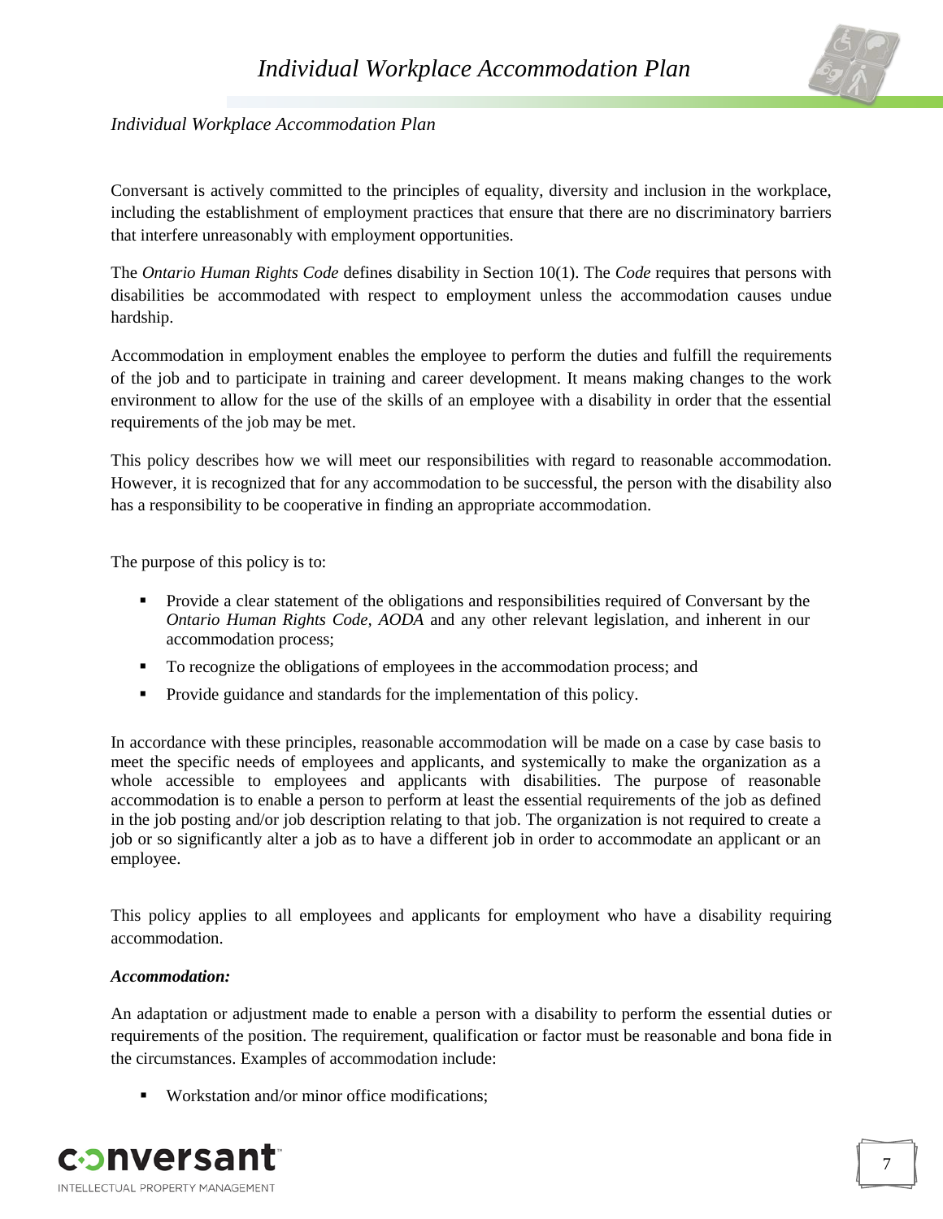*Individual Workplace Accommodation Plan*

Conversant is actively committed to the principles of equality, diversity and inclusion in the workplace, including the establishment of employment practices that ensure that there are no discriminatory barriers that interfere unreasonably with employment opportunities.

The *Ontario Human Rights Code* defines disability in Section 10(1). The *Code* requires that persons with disabilities be accommodated with respect to employment unless the accommodation causes undue hardship.

Accommodation in employment enables the employee to perform the duties and fulfill the requirements of the job and to participate in training and career development. It means making changes to the work environment to allow for the use of the skills of an employee with a disability in order that the essential requirements of the job may be met.

This policy describes how we will meet our responsibilities with regard to reasonable accommodation. However, it is recognized that for any accommodation to be successful, the person with the disability also has a responsibility to be cooperative in finding an appropriate accommodation.

The purpose of this policy is to:

- Provide a clear statement of the obligations and responsibilities required of Conversant by the *Ontario Human Rights Code, AODA* and any other relevant legislation, and inherent in our accommodation process;
- To recognize the obligations of employees in the accommodation process; and
- Provide guidance and standards for the implementation of this policy.

In accordance with these principles, reasonable accommodation will be made on a case by case basis to meet the specific needs of employees and applicants, and systemically to make the organization as a whole accessible to employees and applicants with disabilities. The purpose of reasonable accommodation is to enable a person to perform at least the essential requirements of the job as defined in the job posting and/or job description relating to that job. The organization is not required to create a job or so significantly alter a job as to have a different job in order to accommodate an applicant or an employee.

This policy applies to all employees and applicants for employment who have a disability requiring accommodation.

***Accommodation:***

An adaptation or adjustment made to enable a person with a disability to perform the essential duties or requirements of the position. The requirement, qualification or factor must be reasonable and bona fide in the circumstances. Examples of accommodation include:

- Workstation and/or minor office modifications;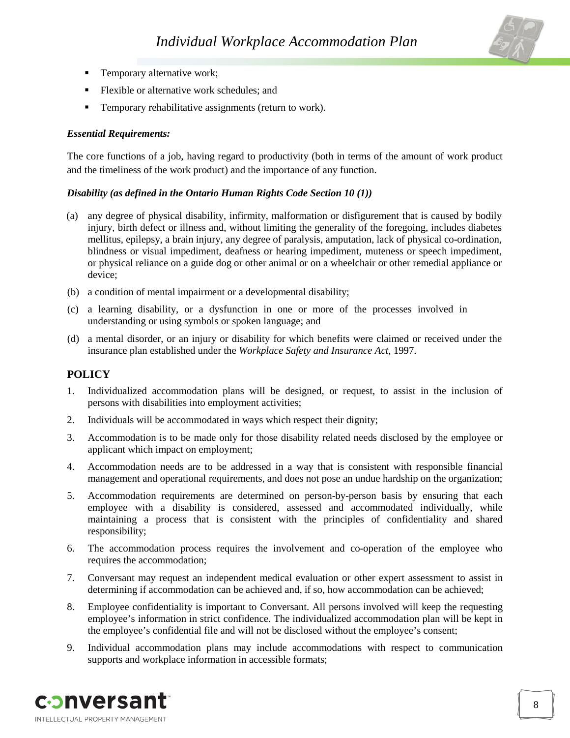- Temporary alternative work;
- Flexible or alternative work schedules; and
- Temporary rehabilitative assignments (return to work).

***Essential Requirements:***

The core functions of a job, having regard to productivity (both in terms of the amount of work product and the timeliness of the work product) and the importance of any function.

***Disability (as defined in the Ontario Human Rights Code Section 10 (1))***

(a) any degree of physical disability, infirmity, malformation or disfigurement that is caused by bodily injury, birth defect or illness and, without limiting the generality of the foregoing, includes diabetes mellitus, epilepsy, a brain injury, any degree of paralysis, amputation, lack of physical co-ordination, blindness or visual impediment, deafness or hearing impediment, muteness or speech impediment, or physical reliance on a guide dog or other animal or on a wheelchair or other remedial appliance or device;

(b) a condition of mental impairment or a developmental disability;

(c) a learning disability, or a dysfunction in one or more of the processes involved in understanding or using symbols or spoken language; and

(d) a mental disorder, or an injury or disability for which benefits were claimed or received under the insurance plan established under the *Workplace Safety and Insurance Act*, 1997.

## POLICY

1. Individualized accommodation plans will be designed, or request, to assist in the inclusion of persons with disabilities into employment activities;
2. Individuals will be accommodated in ways which respect their dignity;
3. Accommodation is to be made only for those disability related needs disclosed by the employee or applicant which impact on employment;
4. Accommodation needs are to be addressed in a way that is consistent with responsible financial management and operational requirements, and does not pose an undue hardship on the organization;
5. Accommodation requirements are determined on person-by-person basis by ensuring that each employee with a disability is considered, assessed and accommodated individually, while maintaining a process that is consistent with the principles of confidentiality and shared responsibility;
6. The accommodation process requires the involvement and co-operation of the employee who requires the accommodation;
7. Conversant may request an independent medical evaluation or other expert assessment to assist in determining if accommodation can be achieved and, if so, how accommodation can be achieved;
8. Employee confidentiality is important to Conversant. All persons involved will keep the requesting employee's information in strict confidence. The individualized accommodation plan will be kept in the employee's confidential file and will not be disclosed without the employee's consent;
9. Individual accommodation plans may include accommodations with respect to communication supports and workplace information in accessible formats;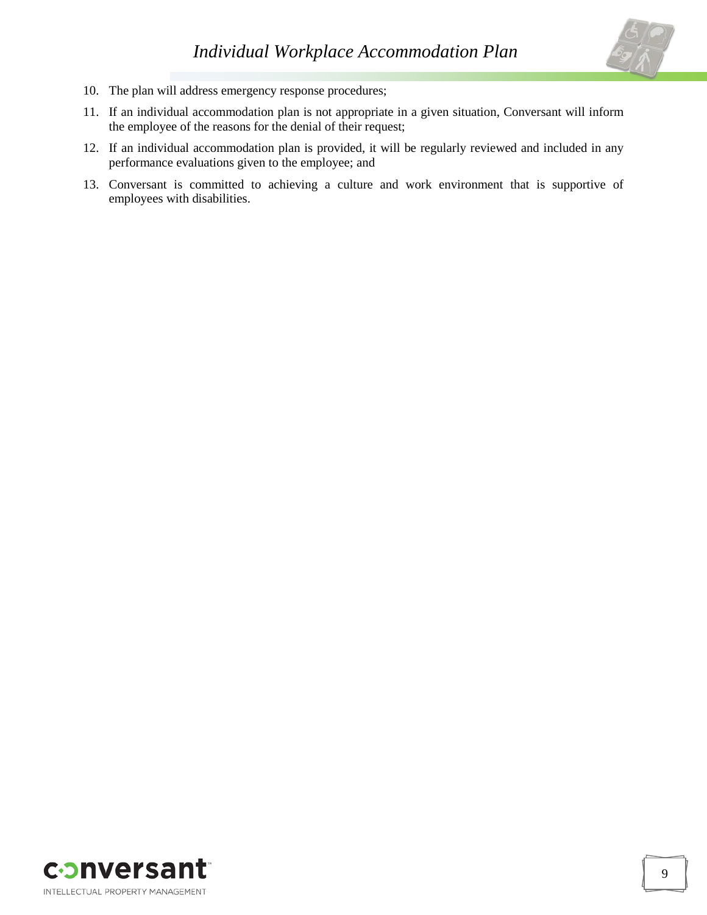10. The plan will address emergency response procedures;
11. If an individual accommodation plan is not appropriate in a given situation, Conversant will inform the employee of the reasons for the denial of their request;
12. If an individual accommodation plan is provided, it will be regularly reviewed and included in any performance evaluations given to the employee; and
13. Conversant is committed to achieving a culture and work environment that is supportive of employees with disabilities.